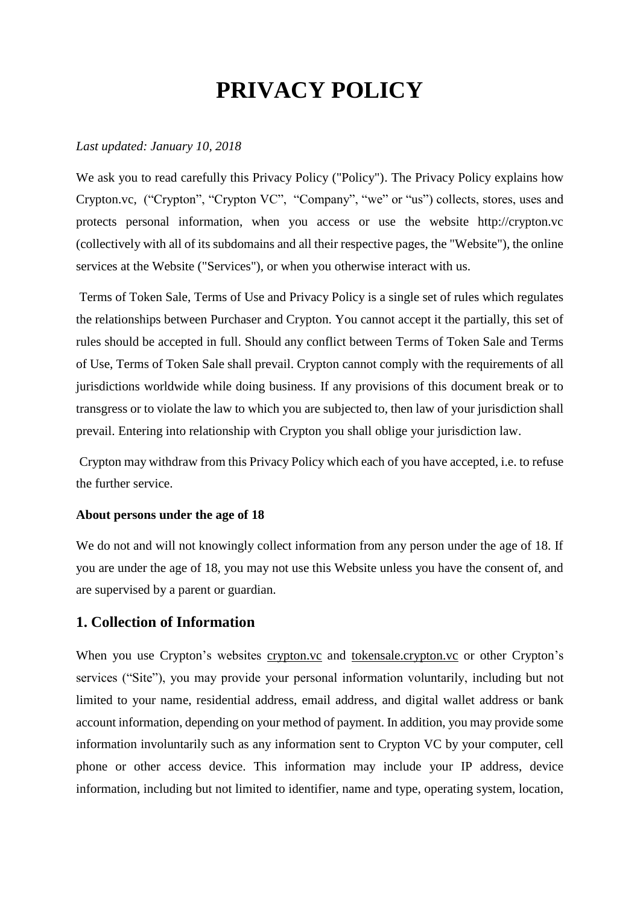# PRIVACY POLICY

*Last updated: January 10, 2018*

We ask you to read carefully this Privacy Policy ("Policy"). The Privacy Policy explains how Crypton.vc, ("Crypton", "Crypton VC", "Company", "we" or "us") collects, stores, uses and protects personal information, when you access or use the website http://crypton.vc (collectively with all of its subdomains and all their respective pages, the "Website"), the online services at the Website ("Services"), or when you otherwise interact with us.

Terms of Token Sale, Terms of Use and Privacy Policy is a single set of rules which regulates the relationships between Purchaser and Crypton. You cannot accept it the partially, this set of rules should be accepted in full. Should any conflict between Terms of Token Sale and Terms of Use, Terms of Token Sale shall prevail. Crypton cannot comply with the requirements of all jurisdictions worldwide while doing business. If any provisions of this document break or to transgress or to violate the law to which you are subjected to, then law of your jurisdiction shall prevail. Entering into relationship with Crypton you shall oblige your jurisdiction law.

Crypton may withdraw from this Privacy Policy which each of you have accepted, i.e. to refuse the further service.

**About persons under the age of 18**

We do not and will not knowingly collect information from any person under the age of 18. If you are under the age of 18, you may not use this Website unless you have the consent of, and are supervised by a parent or guardian.

## 1. Collection of Information

When you use Crypton's websites crypton.vc and tokensale.crypton.vc or other Crypton's services ("Site"), you may provide your personal information voluntarily, including but not limited to your name, residential address, email address, and digital wallet address or bank account information, depending on your method of payment. In addition, you may provide some information involuntarily such as any information sent to Crypton VC by your computer, cell phone or other access device. This information may include your IP address, device information, including but not limited to identifier, name and type, operating system, location,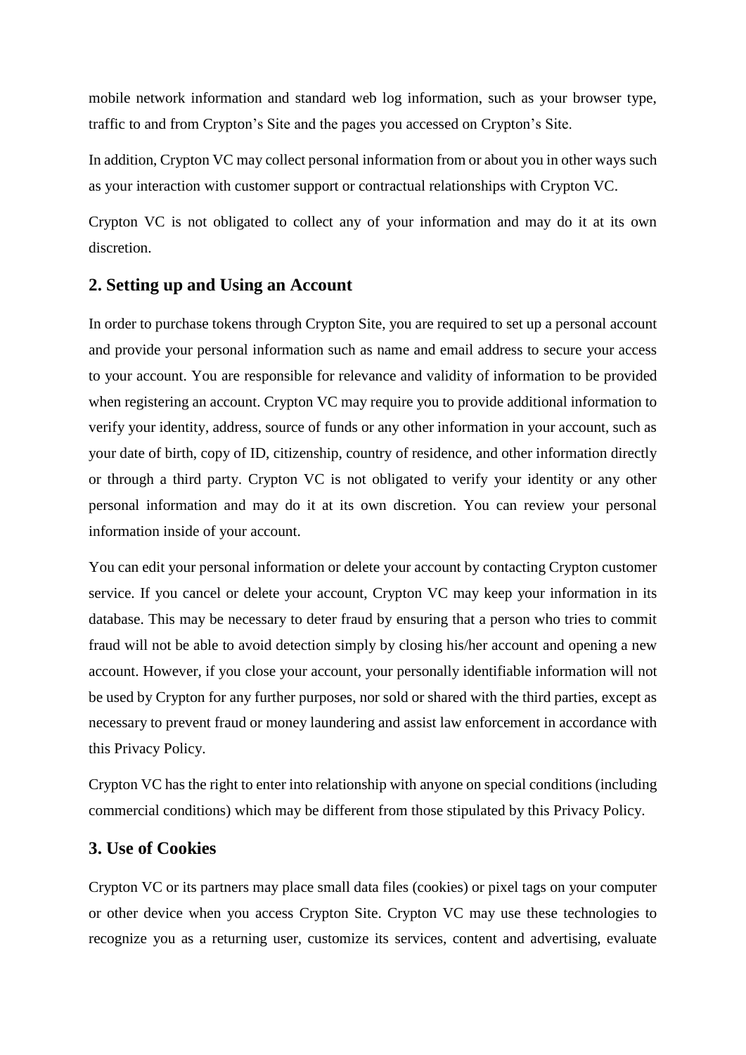mobile network information and standard web log information, such as your browser type, traffic to and from Crypton's Site and the pages you accessed on Crypton's Site.

In addition, Crypton VC may collect personal information from or about you in other ways such as your interaction with customer support or contractual relationships with Crypton VC.

Crypton VC is not obligated to collect any of your information and may do it at its own discretion.

## 2. Setting up and Using an Account

In order to purchase tokens through Crypton Site, you are required to set up a personal account and provide your personal information such as name and email address to secure your access to your account. You are responsible for relevance and validity of information to be provided when registering an account. Crypton VC may require you to provide additional information to verify your identity, address, source of funds or any other information in your account, such as your date of birth, copy of ID, citizenship, country of residence, and other information directly or through a third party. Crypton VC is not obligated to verify your identity or any other personal information and may do it at its own discretion. You can review your personal information inside of your account.

You can edit your personal information or delete your account by contacting Crypton customer service. If you cancel or delete your account, Crypton VC may keep your information in its database. This may be necessary to deter fraud by ensuring that a person who tries to commit fraud will not be able to avoid detection simply by closing his/her account and opening a new account. However, if you close your account, your personally identifiable information will not be used by Crypton for any further purposes, nor sold or shared with the third parties, except as necessary to prevent fraud or money laundering and assist law enforcement in accordance with this Privacy Policy.

Crypton VC has the right to enter into relationship with anyone on special conditions (including commercial conditions) which may be different from those stipulated by this Privacy Policy.

## 3. Use of Cookies

Crypton VC or its partners may place small data files (cookies) or pixel tags on your computer or other device when you access Crypton Site. Crypton VC may use these technologies to recognize you as a returning user, customize its services, content and advertising, evaluate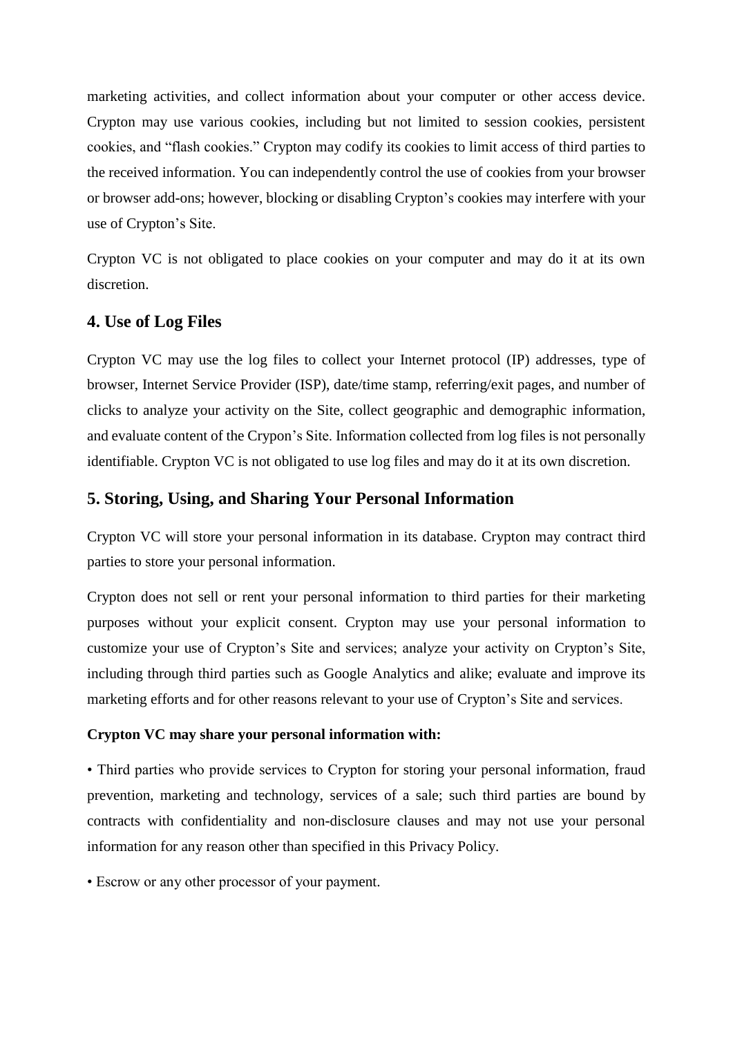marketing activities, and collect information about your computer or other access device. Crypton may use various cookies, including but not limited to session cookies, persistent cookies, and "flash cookies." Crypton may codify its cookies to limit access of third parties to the received information. You can independently control the use of cookies from your browser or browser add-ons; however, blocking or disabling Crypton's cookies may interfere with your use of Crypton's Site.

Crypton VC is not obligated to place cookies on your computer and may do it at its own discretion.

## 4. Use of Log Files

Crypton VC may use the log files to collect your Internet protocol (IP) addresses, type of browser, Internet Service Provider (ISP), date/time stamp, referring/exit pages, and number of clicks to analyze your activity on the Site, collect geographic and demographic information, and evaluate content of the Crypon's Site. Information collected from log files is not personally identifiable. Crypton VC is not obligated to use log files and may do it at its own discretion.

## 5. Storing, Using, and Sharing Your Personal Information

Crypton VC will store your personal information in its database. Crypton may contract third parties to store your personal information.

Crypton does not sell or rent your personal information to third parties for their marketing purposes without your explicit consent. Crypton may use your personal information to customize your use of Crypton's Site and services; analyze your activity on Crypton's Site, including through third parties such as Google Analytics and alike; evaluate and improve its marketing efforts and for other reasons relevant to your use of Crypton's Site and services.

**Crypton VC may share your personal information with:**

• Third parties who provide services to Crypton for storing your personal information, fraud prevention, marketing and technology, services of a sale; such third parties are bound by contracts with confidentiality and non-disclosure clauses and may not use your personal information for any reason other than specified in this Privacy Policy.

• Escrow or any other processor of your payment.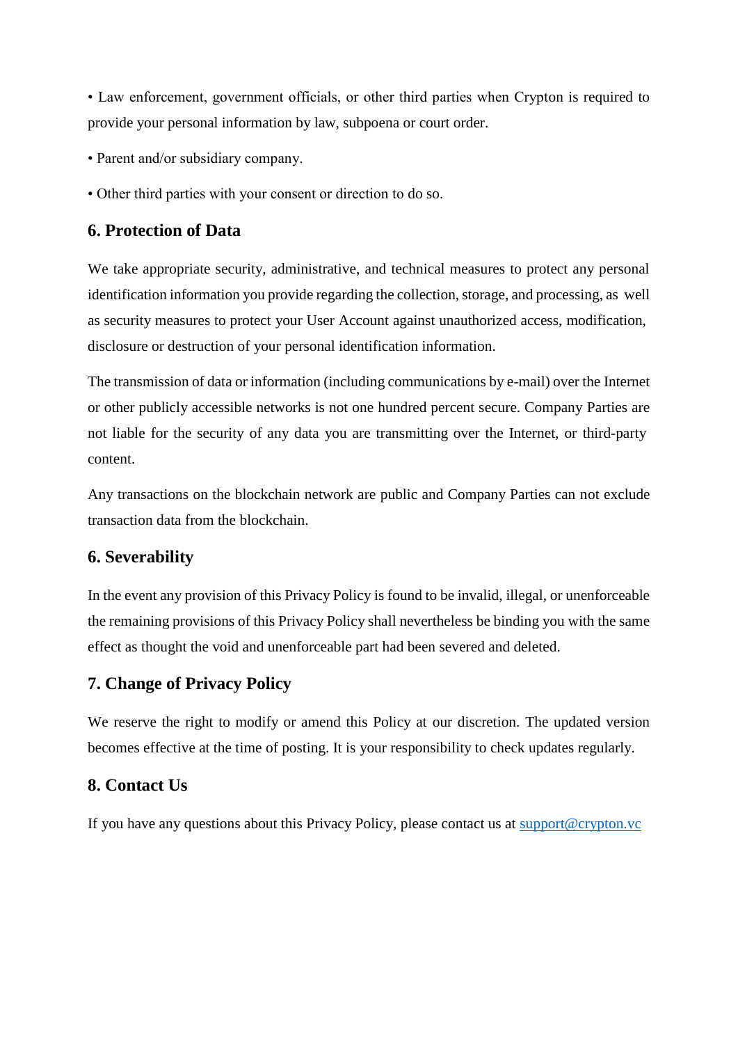• Law enforcement, government officials, or other third parties when Crypton is required to provide your personal information by law, subpoena or court order.

• Parent and/or subsidiary company.

• Other third parties with your consent or direction to do so.

## 6. Protection of Data

We take appropriate security, administrative, and technical measures to protect any personal identification information you provide regarding the collection, storage, and processing, as well as security measures to protect your User Account against unauthorized access, modification, disclosure or destruction of your personal identification information.

The transmission of data or information (including communications by e-mail) over the Internet or other publicly accessible networks is not one hundred percent secure. Company Parties are not liable for the security of any data you are transmitting over the Internet, or third-party content.

Any transactions on the blockchain network are public and Company Parties can not exclude transaction data from the blockchain.

## 6. Severability

In the event any provision of this Privacy Policy is found to be invalid, illegal, or unenforceable the remaining provisions of this Privacy Policy shall nevertheless be binding you with the same effect as thought the void and unenforceable part had been severed and deleted.

## 7. Change of Privacy Policy

We reserve the right to modify or amend this Policy at our discretion. The updated version becomes effective at the time of posting. It is your responsibility to check updates regularly.

## 8. Contact Us

If you have any questions about this Privacy Policy, please contact us at [support@crypton.vc](mailto:support@crypton.vc)